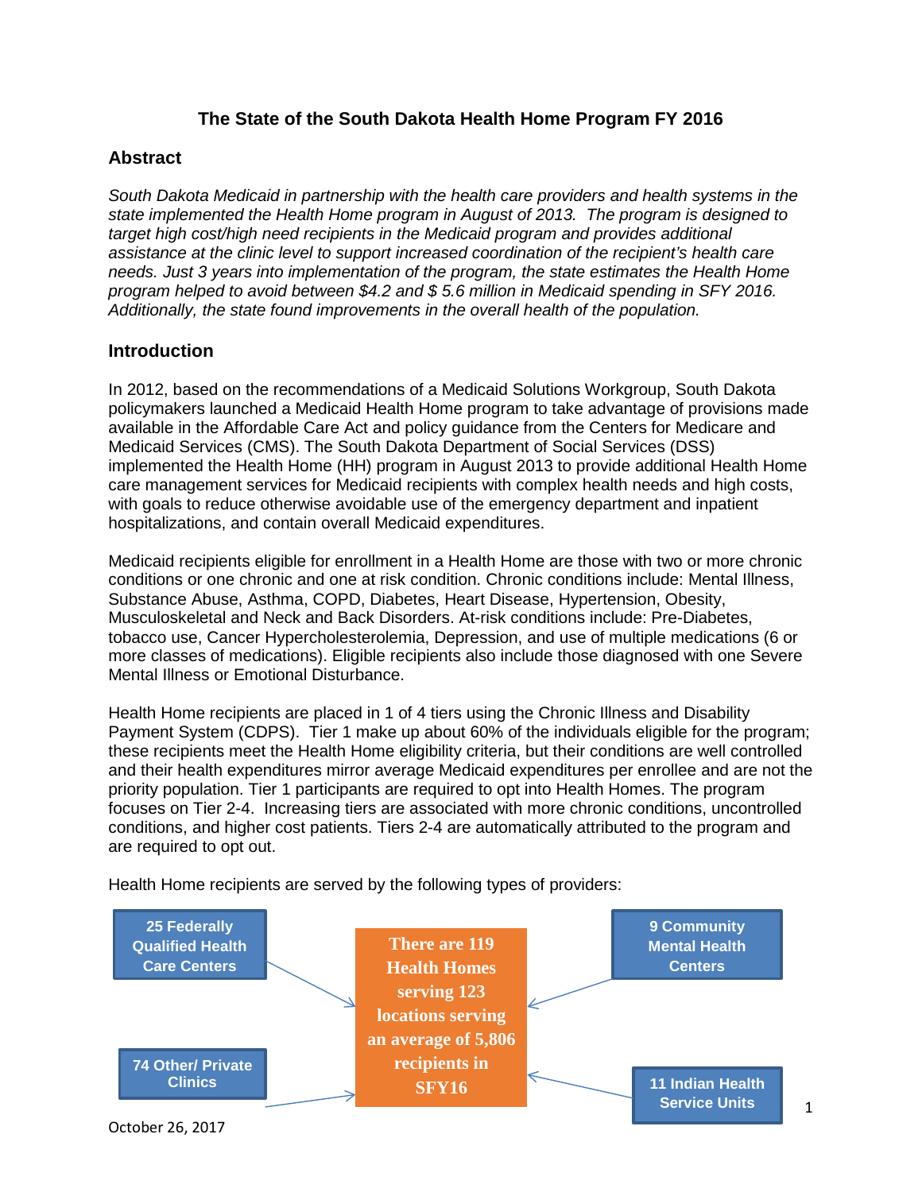# The State of the South Dakota Health Home Program FY 2016

## Abstract

*South Dakota Medicaid in partnership with the health care providers and health systems in the state implemented the Health Home program in August of 2013. The program is designed to target high cost/high need recipients in the Medicaid program and provides additional assistance at the clinic level to support increased coordination of the recipient's health care needs. Just 3 years into implementation of the program, the state estimates the Health Home program helped to avoid between $4.2 and $ 5.6 million in Medicaid spending in SFY 2016. Additionally, the state found improvements in the overall health of the population.*

## Introduction

In 2012, based on the recommendations of a Medicaid Solutions Workgroup, South Dakota policymakers launched a Medicaid Health Home program to take advantage of provisions made available in the Affordable Care Act and policy guidance from the Centers for Medicare and Medicaid Services (CMS). The South Dakota Department of Social Services (DSS) implemented the Health Home (HH) program in August 2013 to provide additional Health Home care management services for Medicaid recipients with complex health needs and high costs, with goals to reduce otherwise avoidable use of the emergency department and inpatient hospitalizations, and contain overall Medicaid expenditures.

Medicaid recipients eligible for enrollment in a Health Home are those with two or more chronic conditions or one chronic and one at risk condition. Chronic conditions include: Mental Illness, Substance Abuse, Asthma, COPD, Diabetes, Heart Disease, Hypertension, Obesity, Musculoskeletal and Neck and Back Disorders. At-risk conditions include: Pre-Diabetes, tobacco use, Cancer Hypercholesterolemia, Depression, and use of multiple medications (6 or more classes of medications). Eligible recipients also include those diagnosed with one Severe Mental Illness or Emotional Disturbance.

Health Home recipients are placed in 1 of 4 tiers using the Chronic Illness and Disability Payment System (CDPS). Tier 1 make up about 60% of the individuals eligible for the program; these recipients meet the Health Home eligibility criteria, but their conditions are well controlled and their health expenditures mirror average Medicaid expenditures per enrollee and are not the priority population. Tier 1 participants are required to opt into Health Homes. The program focuses on Tier 2-4. Increasing tiers are associated with more chronic conditions, uncontrolled conditions, and higher cost patients. Tiers 2-4 are automatically attributed to the program and are required to opt out.

Health Home recipients are served by the following types of providers:

- 25 Federally Qualified Health Care Centers
- 9 Community Mental Health Centers
- 74 Other/ Private Clinics
- 11 Indian Health Service Units

**There are 119 Health Homes serving 123 locations serving an average of 5,806 recipients in SFY16**

October 26, 2017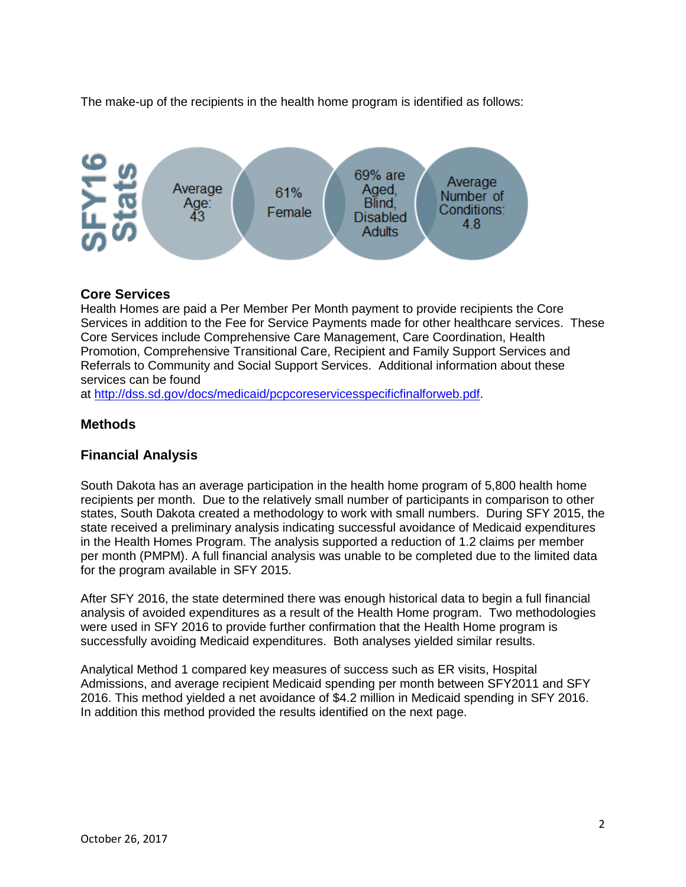The make-up of the recipients in the health home program is identified as follows:

**SFY16 Stats**

- Average Age: 43
- 61% Female
- 69% are Aged, Blind, Disabled Adults
- Average Number of Conditions: 4.8

### Core Services

Health Homes are paid a Per Member Per Month payment to provide recipients the Core Services in addition to the Fee for Service Payments made for other healthcare services. These Core Services include Comprehensive Care Management, Care Coordination, Health Promotion, Comprehensive Transitional Care, Recipient and Family Support Services and Referrals to Community and Social Support Services. Additional information about these services can be found at http://dss.sd.gov/docs/medicaid/pcpcoreservicesspecificfinalforweb.pdf.

## Methods

### Financial Analysis

South Dakota has an average participation in the health home program of 5,800 health home recipients per month. Due to the relatively small number of participants in comparison to other states, South Dakota created a methodology to work with small numbers. During SFY 2015, the state received a preliminary analysis indicating successful avoidance of Medicaid expenditures in the Health Homes Program. The analysis supported a reduction of 1.2 claims per member per month (PMPM). A full financial analysis was unable to be completed due to the limited data for the program available in SFY 2015.

After SFY 2016, the state determined there was enough historical data to begin a full financial analysis of avoided expenditures as a result of the Health Home program. Two methodologies were used in SFY 2016 to provide further confirmation that the Health Home program is successfully avoiding Medicaid expenditures. Both analyses yielded similar results.

Analytical Method 1 compared key measures of success such as ER visits, Hospital Admissions, and average recipient Medicaid spending per month between SFY2011 and SFY 2016. This method yielded a net avoidance of $4.2 million in Medicaid spending in SFY 2016. In addition this method provided the results identified on the next page.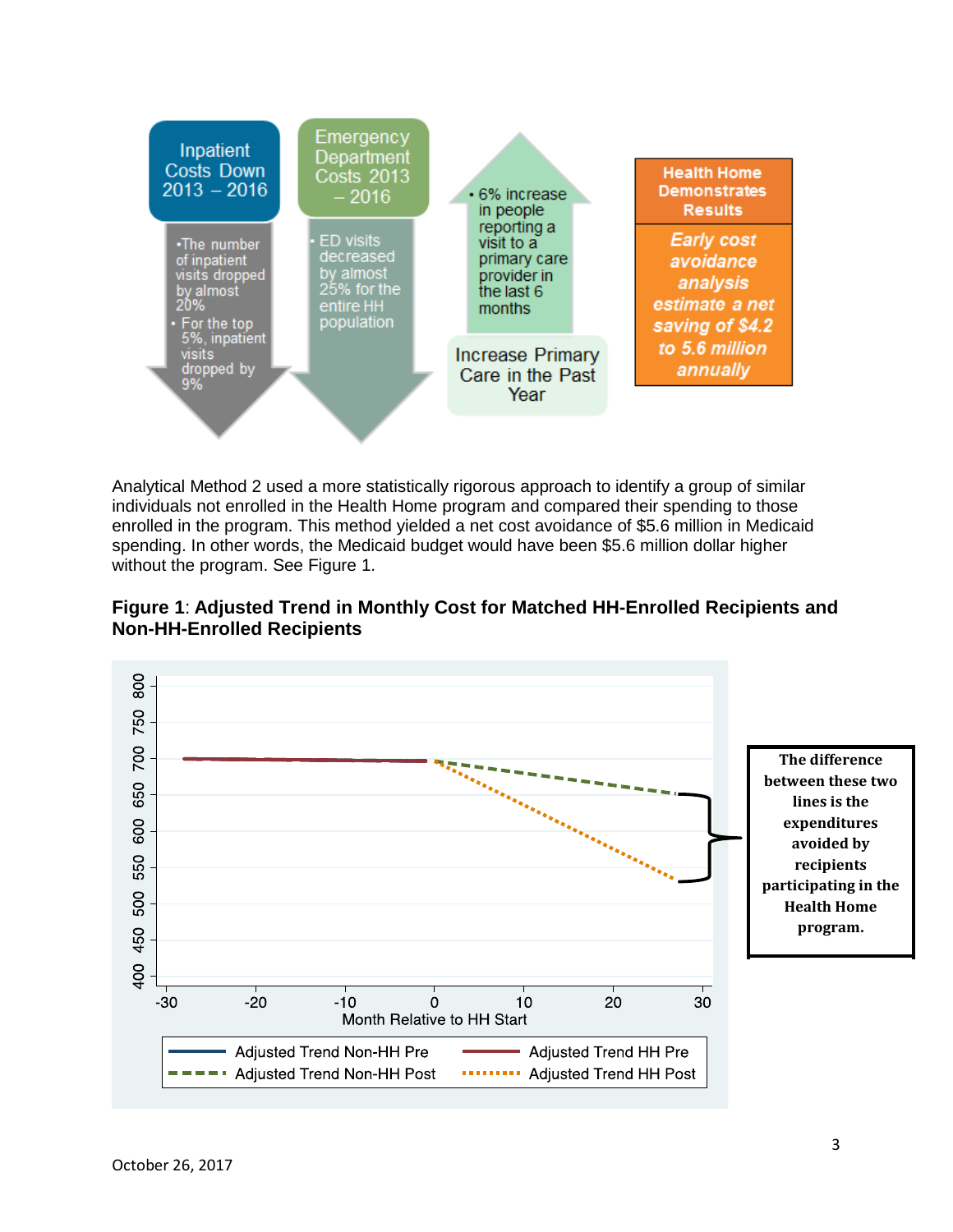**Inpatient Costs Down 2013 – 2016**

- The number of inpatient visits dropped by almost 20%
- For the top 5%, inpatient visits dropped by 9%

**Emergency Department Costs 2013 – 2016**

- ED visits decreased by almost 25% for the entire HH population

**Increase Primary Care in the Past Year**

- 6% increase in people reporting a visit to a primary care provider in the last 6 months

**Health Home Demonstrates Results**

***Early cost avoidance analysis estimate a net saving of $4.2 to 5.6 million annually***

Analytical Method 2 used a more statistically rigorous approach to identify a group of similar individuals not enrolled in the Health Home program and compared their spending to those enrolled in the program. This method yielded a net cost avoidance of $5.6 million in Medicaid spending. In other words, the Medicaid budget would have been $5.6 million dollar higher without the program. See Figure 1.

**Figure 1**: **Adjusted Trend in Monthly Cost for Matched HH-Enrolled Recipients and Non-HH-Enrolled Recipients**

**The difference between these two lines is the expenditures avoided by recipients participating in the Health Home program.**

October 26, 2017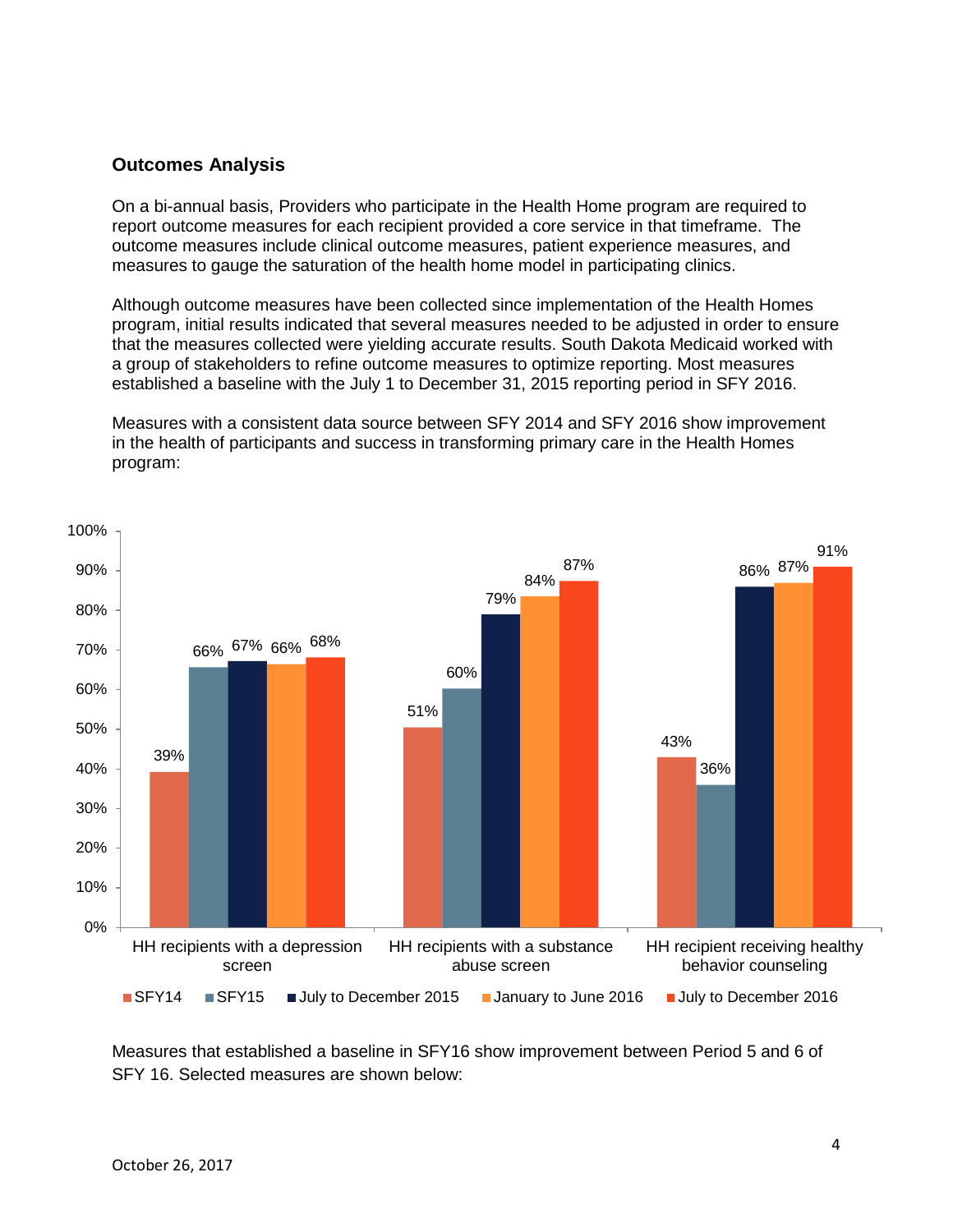## Outcomes Analysis

On a bi-annual basis, Providers who participate in the Health Home program are required to report outcome measures for each recipient provided a core service in that timeframe. The outcome measures include clinical outcome measures, patient experience measures, and measures to gauge the saturation of the health home model in participating clinics.

Although outcome measures have been collected since implementation of the Health Homes program, initial results indicated that several measures needed to be adjusted in order to ensure that the measures collected were yielding accurate results. South Dakota Medicaid worked with a group of stakeholders to refine outcome measures to optimize reporting. Most measures established a baseline with the July 1 to December 31, 2015 reporting period in SFY 2016.

Measures with a consistent data source between SFY 2014 and SFY 2016 show improvement in the health of participants and success in transforming primary care in the Health Homes program:

| Measure | SFY14 | SFY15 | July to December 2015 | January to June 2016 | July to December 2016 |
| --- | --- | --- | --- | --- | --- |
| HH recipients with a depression screen | 39% | 66% | 67% | 66% | 68% |
| HH recipients with a substance abuse screen | 51% | 60% | 79% | 84% | 87% |
| HH recipient receiving healthy behavior counseling | 43% | 36% | 86% | 87% | 91% |

Measures that established a baseline in SFY16 show improvement between Period 5 and 6 of SFY 16. Selected measures are shown below:

October 26, 2017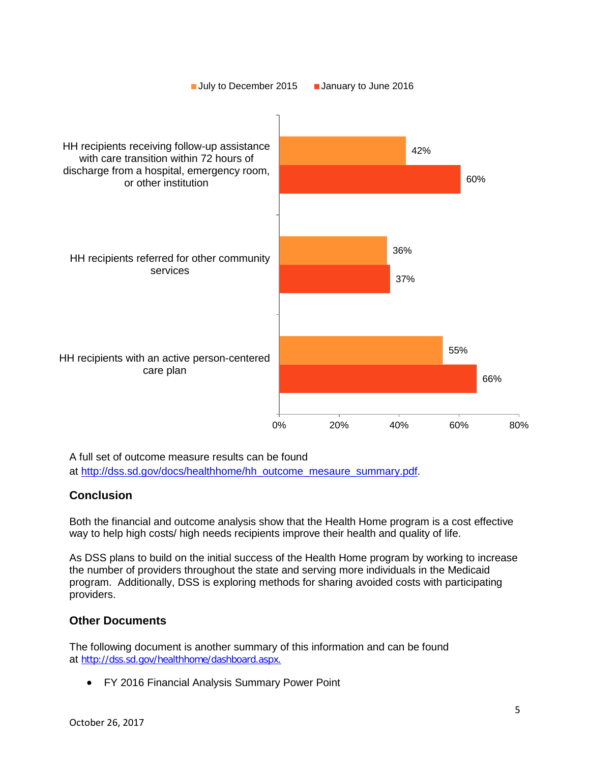July to December 2015
January to June 2016

HH recipients receiving follow-up assistance with care transition within 72 hours of discharge from a hospital, emergency room, or other institution

42%

60%

HH recipients referred for other community services

36%

37%

HH recipients with an active person-centered care plan

55%

66%

0%
20%
40%
60%
80%

A full set of outcome measure results can be found at http://dss.sd.gov/docs/healthhome/hh_outcome_mesaure_summary.pdf.

### Conclusion

Both the financial and outcome analysis show that the Health Home program is a cost effective way to help high costs/ high needs recipients improve their health and quality of life.

As DSS plans to build on the initial success of the Health Home program by working to increase the number of providers throughout the state and serving more individuals in the Medicaid program. Additionally, DSS is exploring methods for sharing avoided costs with participating providers.

### Other Documents

The following document is another summary of this information and can be found at http://dss.sd.gov/healthhome/dashboard.aspx.

- FY 2016 Financial Analysis Summary Power Point

October 26, 2017